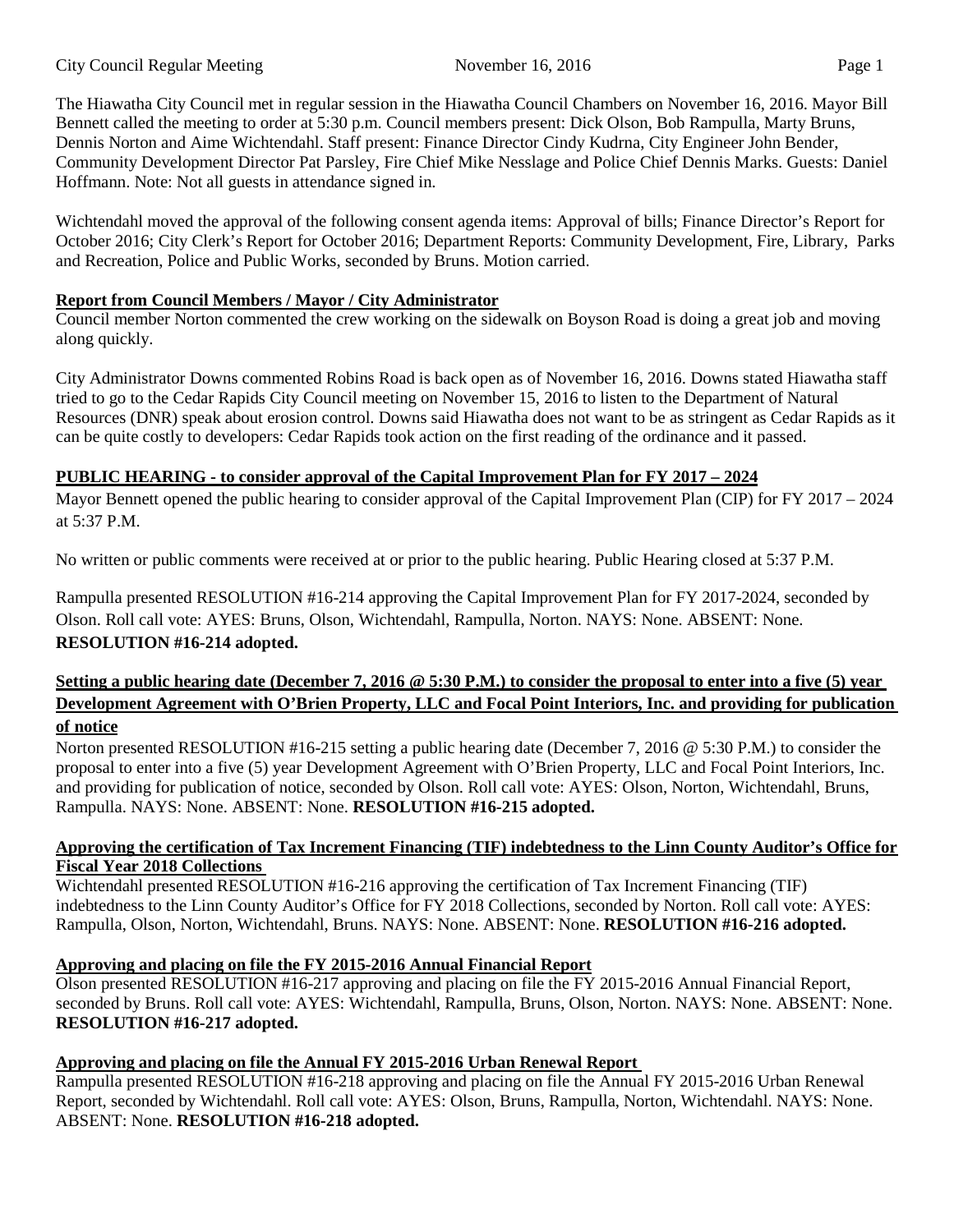The Hiawatha City Council met in regular session in the Hiawatha Council Chambers on November 16, 2016. Mayor Bill Bennett called the meeting to order at 5:30 p.m. Council members present: Dick Olson, Bob Rampulla, Marty Bruns, Dennis Norton and Aime Wichtendahl. Staff present: Finance Director Cindy Kudrna, City Engineer John Bender, Community Development Director Pat Parsley, Fire Chief Mike Nesslage and Police Chief Dennis Marks. Guests: Daniel Hoffmann. Note: Not all guests in attendance signed in.

Wichtendahl moved the approval of the following consent agenda items: Approval of bills; Finance Director's Report for October 2016; City Clerk's Report for October 2016; Department Reports: Community Development, Fire, Library, Parks and Recreation, Police and Public Works, seconded by Bruns. Motion carried.

**Report from Council Members / Mayor / City Administrator**

Council member Norton commented the crew working on the sidewalk on Boyson Road is doing a great job and moving along quickly.

City Administrator Downs commented Robins Road is back open as of November 16, 2016. Downs stated Hiawatha staff tried to go to the Cedar Rapids City Council meeting on November 15, 2016 to listen to the Department of Natural Resources (DNR) speak about erosion control. Downs said Hiawatha does not want to be as stringent as Cedar Rapids as it can be quite costly to developers: Cedar Rapids took action on the first reading of the ordinance and it passed.

**PUBLIC HEARING - to consider approval of the Capital Improvement Plan for FY 2017 – 2024**

Mayor Bennett opened the public hearing to consider approval of the Capital Improvement Plan (CIP) for FY 2017 – 2024 at 5:37 P.M.

No written or public comments were received at or prior to the public hearing. Public Hearing closed at 5:37 P.M.

Rampulla presented RESOLUTION #16-214 approving the Capital Improvement Plan for FY 2017-2024, seconded by Olson. Roll call vote: AYES: Bruns, Olson, Wichtendahl, Rampulla, Norton. NAYS: None. ABSENT: None. **RESOLUTION #16-214 adopted.**

**Setting a public hearing date (December 7, 2016 @ 5:30 P.M.) to consider the proposal to enter into a five (5) year Development Agreement with O'Brien Property, LLC and Focal Point Interiors, Inc. and providing for publication of notice**

Norton presented RESOLUTION #16-215 setting a public hearing date (December 7, 2016 @ 5:30 P.M.) to consider the proposal to enter into a five (5) year Development Agreement with O'Brien Property, LLC and Focal Point Interiors, Inc. and providing for publication of notice, seconded by Olson. Roll call vote: AYES: Olson, Norton, Wichtendahl, Bruns, Rampulla. NAYS: None. ABSENT: None. **RESOLUTION #16-215 adopted.**

**Approving the certification of Tax Increment Financing (TIF) indebtedness to the Linn County Auditor's Office for Fiscal Year 2018 Collections**

Wichtendahl presented RESOLUTION #16-216 approving the certification of Tax Increment Financing (TIF) indebtedness to the Linn County Auditor's Office for FY 2018 Collections, seconded by Norton. Roll call vote: AYES: Rampulla, Olson, Norton, Wichtendahl, Bruns. NAYS: None. ABSENT: None. **RESOLUTION #16-216 adopted.**

**Approving and placing on file the FY 2015-2016 Annual Financial Report**

Olson presented RESOLUTION #16-217 approving and placing on file the FY 2015-2016 Annual Financial Report, seconded by Bruns. Roll call vote: AYES: Wichtendahl, Rampulla, Bruns, Olson, Norton. NAYS: None. ABSENT: None. **RESOLUTION #16-217 adopted.**

**Approving and placing on file the Annual FY 2015-2016 Urban Renewal Report**

Rampulla presented RESOLUTION #16-218 approving and placing on file the Annual FY 2015-2016 Urban Renewal Report, seconded by Wichtendahl. Roll call vote: AYES: Olson, Bruns, Rampulla, Norton, Wichtendahl. NAYS: None. ABSENT: None. **RESOLUTION #16-218 adopted.**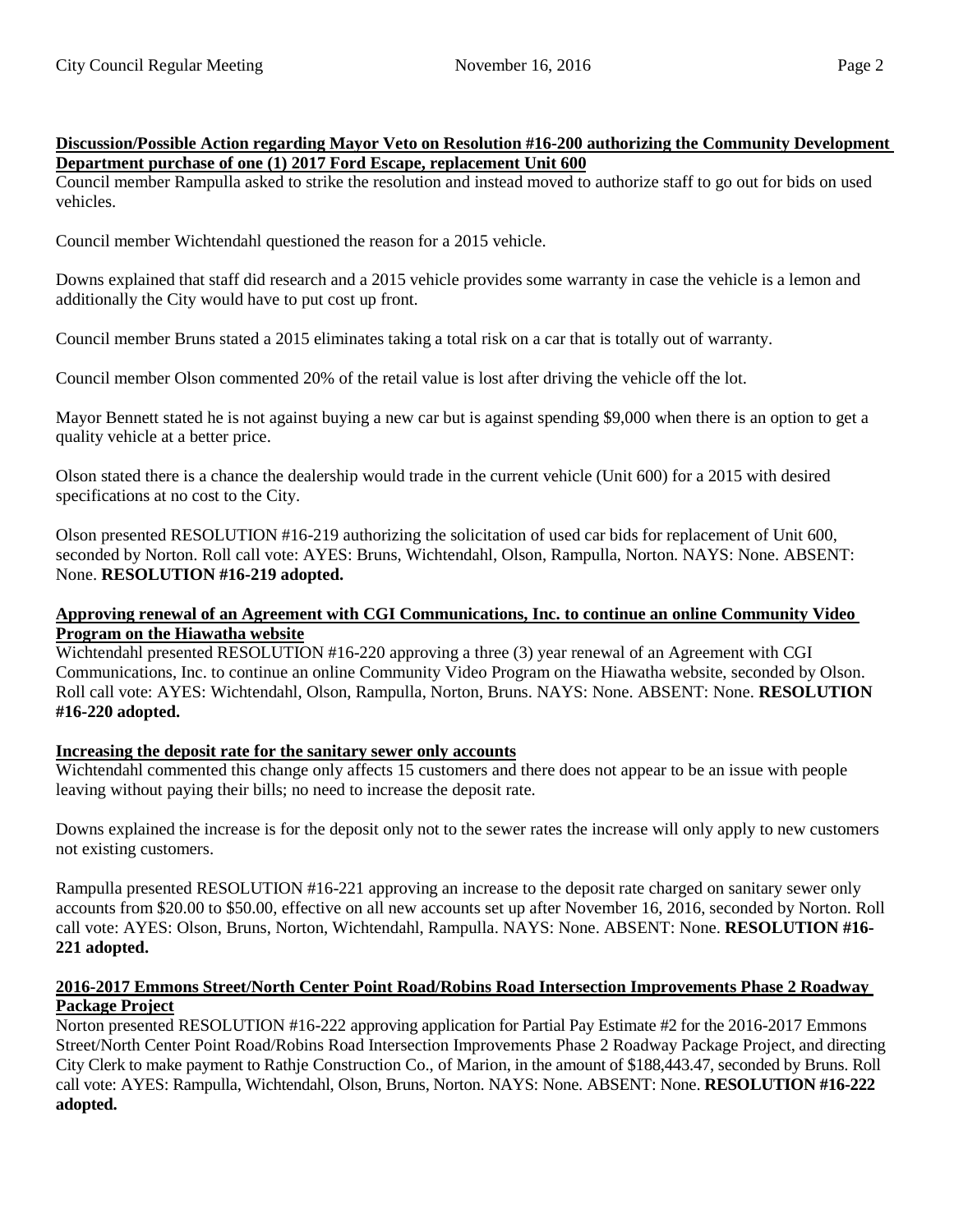**Discussion/Possible Action regarding Mayor Veto on Resolution #16-200 authorizing the Community Development Department purchase of one (1) 2017 Ford Escape, replacement Unit 600**

Council member Rampulla asked to strike the resolution and instead moved to authorize staff to go out for bids on used vehicles.

Council member Wichtendahl questioned the reason for a 2015 vehicle.

Downs explained that staff did research and a 2015 vehicle provides some warranty in case the vehicle is a lemon and additionally the City would have to put cost up front.

Council member Bruns stated a 2015 eliminates taking a total risk on a car that is totally out of warranty.

Council member Olson commented 20% of the retail value is lost after driving the vehicle off the lot.

Mayor Bennett stated he is not against buying a new car but is against spending $9,000 when there is an option to get a quality vehicle at a better price.

Olson stated there is a chance the dealership would trade in the current vehicle (Unit 600) for a 2015 with desired specifications at no cost to the City.

Olson presented RESOLUTION #16-219 authorizing the solicitation of used car bids for replacement of Unit 600, seconded by Norton. Roll call vote: AYES: Bruns, Wichtendahl, Olson, Rampulla, Norton. NAYS: None. ABSENT: None. **RESOLUTION #16-219 adopted.**

**Approving renewal of an Agreement with CGI Communications, Inc. to continue an online Community Video Program on the Hiawatha website**

Wichtendahl presented RESOLUTION #16-220 approving a three (3) year renewal of an Agreement with CGI Communications, Inc. to continue an online Community Video Program on the Hiawatha website, seconded by Olson. Roll call vote: AYES: Wichtendahl, Olson, Rampulla, Norton, Bruns. NAYS: None. ABSENT: None. **RESOLUTION #16-220 adopted.**

**Increasing the deposit rate for the sanitary sewer only accounts**

Wichtendahl commented this change only affects 15 customers and there does not appear to be an issue with people leaving without paying their bills; no need to increase the deposit rate.

Downs explained the increase is for the deposit only not to the sewer rates the increase will only apply to new customers not existing customers.

Rampulla presented RESOLUTION #16-221 approving an increase to the deposit rate charged on sanitary sewer only accounts from $20.00 to $50.00, effective on all new accounts set up after November 16, 2016, seconded by Norton. Roll call vote: AYES: Olson, Bruns, Norton, Wichtendahl, Rampulla. NAYS: None. ABSENT: None. **RESOLUTION #16-221 adopted.**

**2016-2017 Emmons Street/North Center Point Road/Robins Road Intersection Improvements Phase 2 Roadway Package Project**

Norton presented RESOLUTION #16-222 approving application for Partial Pay Estimate #2 for the 2016-2017 Emmons Street/North Center Point Road/Robins Road Intersection Improvements Phase 2 Roadway Package Project, and directing City Clerk to make payment to Rathje Construction Co., of Marion, in the amount of $188,443.47, seconded by Bruns. Roll call vote: AYES: Rampulla, Wichtendahl, Olson, Bruns, Norton. NAYS: None. ABSENT: None. **RESOLUTION #16-222 adopted.**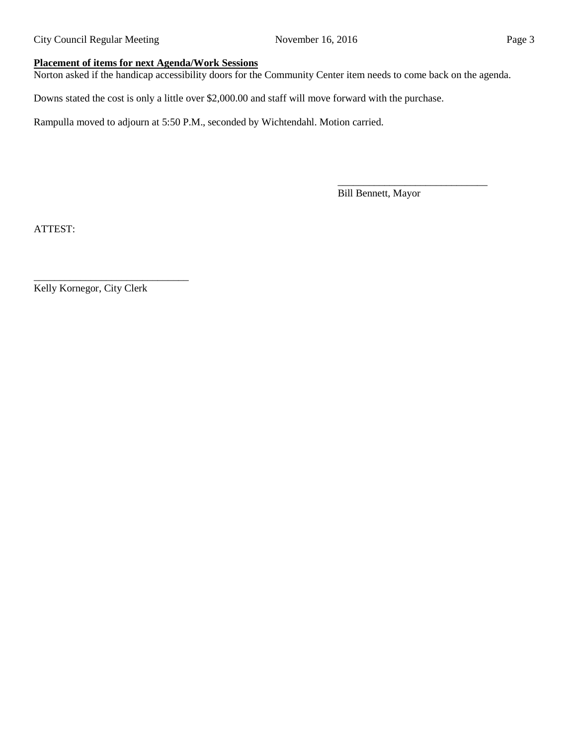**Placement of items for next Agenda/Work Sessions**

Norton asked if the handicap accessibility doors for the Community Center item needs to come back on the agenda.

Downs stated the cost is only a little over $2,000.00 and staff will move forward with the purchase.

Rampulla moved to adjourn at 5:50 P.M., seconded by Wichtendahl. Motion carried.

\_\_\_\_\_\_\_\_\_\_\_\_\_\_\_\_\_\_\_\_\_\_\_\_\_\_\_\_\_\_
Bill Bennett, Mayor

ATTEST:

\_\_\_\_\_\_\_\_\_\_\_\_\_\_\_\_\_\_\_\_\_\_\_\_\_\_\_\_\_\_
Kelly Kornegor, City Clerk